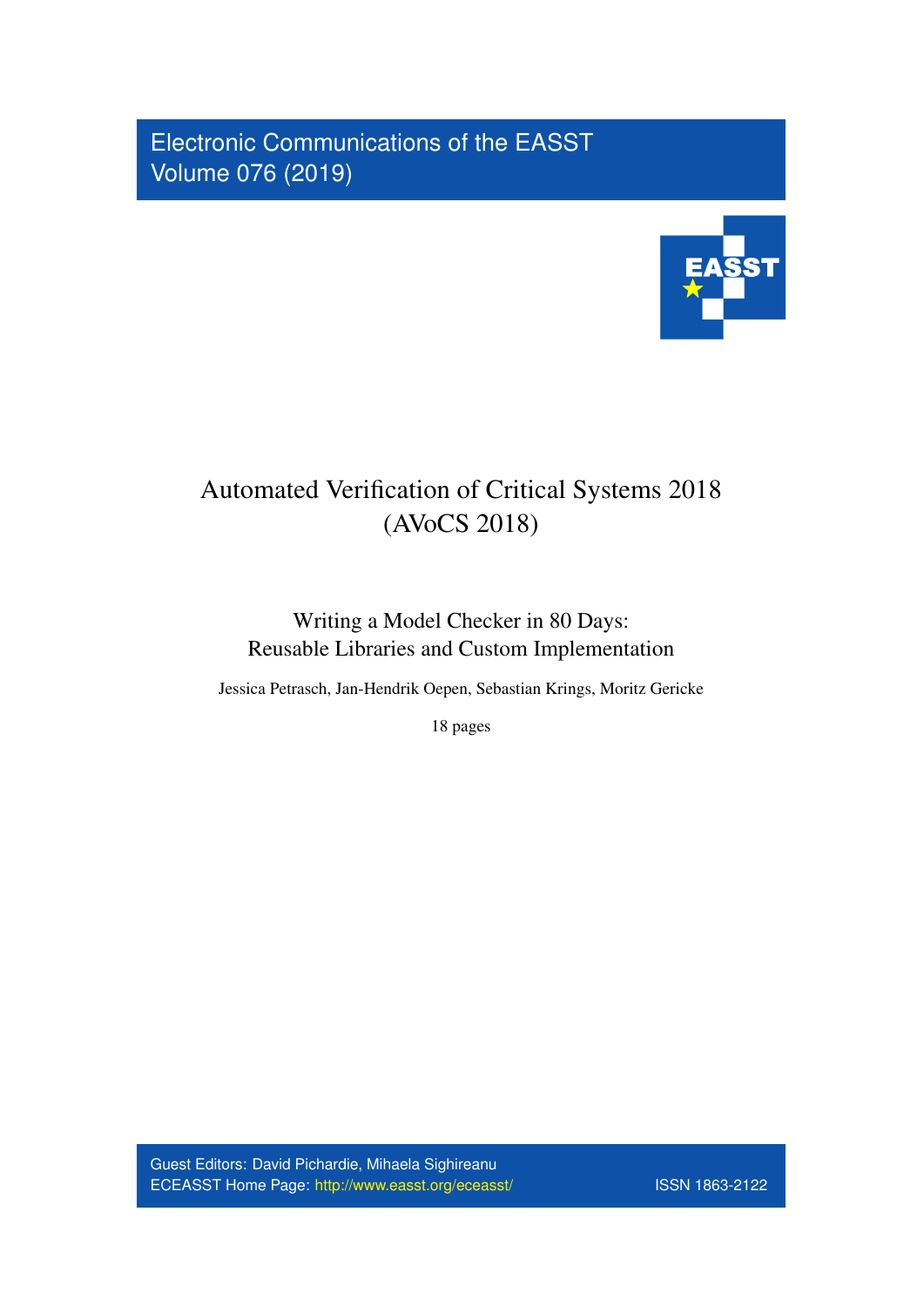Electronic Communications of the EASST
Volume 076 (2019)

# Automated Verification of Critical Systems 2018 (AVoCS 2018)

## Writing a Model Checker in 80 Days: Reusable Libraries and Custom Implementation

Jessica Petrasch, Jan-Hendrik Oepen, Sebastian Krings, Moritz Gericke

18 pages

Guest Editors: David Pichardie, Mihaela Sighireanu
ECEASST Home Page: http://www.easst.org/eceasst/
ISSN 1863-2122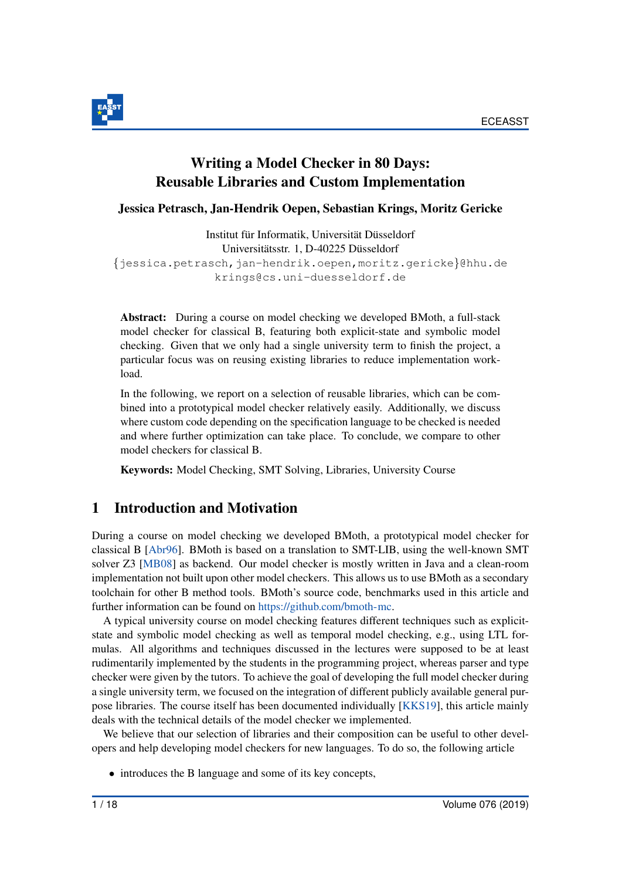# Writing a Model Checker in 80 Days: Reusable Libraries and Custom Implementation

**Jessica Petrasch, Jan-Hendrik Oepen, Sebastian Krings, Moritz Gericke**

Institut für Informatik, Universität Düsseldorf
Universitätsstr. 1, D-40225 Düsseldorf
{jessica.petrasch,jan-hendrik.oepen,moritz.gericke}@hhu.de
krings@cs.uni-duesseldorf.de

**Abstract:** During a course on model checking we developed BMoth, a full-stack model checker for classical B, featuring both explicit-state and symbolic model checking. Given that we only had a single university term to finish the project, a particular focus was on reusing existing libraries to reduce implementation workload.

In the following, we report on a selection of reusable libraries, which can be combined into a prototypical model checker relatively easily. Additionally, we discuss where custom code depending on the specification language to be checked is needed and where further optimization can take place. To conclude, we compare to other model checkers for classical B.

**Keywords:** Model Checking, SMT Solving, Libraries, University Course

## 1 Introduction and Motivation

During a course on model checking we developed BMoth, a prototypical model checker for classical B [Abr96]. BMoth is based on a translation to SMT-LIB, using the well-known SMT solver Z3 [MB08] as backend. Our model checker is mostly written in Java and a clean-room implementation not built upon other model checkers. This allows us to use BMoth as a secondary toolchain for other B method tools. BMoth's source code, benchmarks used in this article and further information can be found on https://github.com/bmoth-mc.

A typical university course on model checking features different techniques such as explicit-state and symbolic model checking as well as temporal model checking, e.g., using LTL formulas. All algorithms and techniques discussed in the lectures were supposed to be at least rudimentarily implemented by the students in the programming project, whereas parser and type checker were given by the tutors. To achieve the goal of developing the full model checker during a single university term, we focused on the integration of different publicly available general purpose libraries. The course itself has been documented individually [KKS19], this article mainly deals with the technical details of the model checker we implemented.

We believe that our selection of libraries and their composition can be useful to other developers and help developing model checkers for new languages. To do so, the following article

- introduces the B language and some of its key concepts,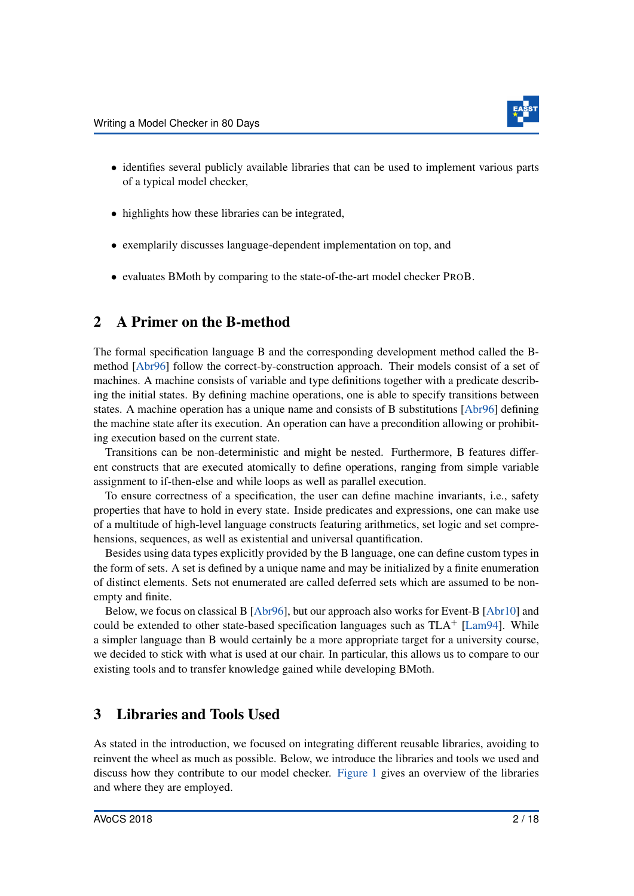- identifies several publicly available libraries that can be used to implement various parts of a typical model checker,
- highlights how these libraries can be integrated,
- exemplarily discusses language-dependent implementation on top, and
- evaluates BMoth by comparing to the state-of-the-art model checker ProB.

## 2 A Primer on the B-method

The formal specification language B and the corresponding development method called the B-method [Abr96] follow the correct-by-construction approach. Their models consist of a set of machines. A machine consists of variable and type definitions together with a predicate describing the initial states. By defining machine operations, one is able to specify transitions between states. A machine operation has a unique name and consists of B substitutions [Abr96] defining the machine state after its execution. An operation can have a precondition allowing or prohibiting execution based on the current state.

Transitions can be non-deterministic and might be nested. Furthermore, B features different constructs that are executed atomically to define operations, ranging from simple variable assignment to if-then-else and while loops as well as parallel execution.

To ensure correctness of a specification, the user can define machine invariants, i.e., safety properties that have to hold in every state. Inside predicates and expressions, one can make use of a multitude of high-level language constructs featuring arithmetics, set logic and set comprehensions, sequences, as well as existential and universal quantification.

Besides using data types explicitly provided by the B language, one can define custom types in the form of sets. A set is defined by a unique name and may be initialized by a finite enumeration of distinct elements. Sets not enumerated are called deferred sets which are assumed to be non-empty and finite.

Below, we focus on classical B [Abr96], but our approach also works for Event-B [Abr10] and could be extended to other state-based specification languages such as $TLA^+$ [Lam94]. While a simpler language than B would certainly be a more appropriate target for a university course, we decided to stick with what is used at our chair. In particular, this allows us to compare to our existing tools and to transfer knowledge gained while developing BMoth.

## 3 Libraries and Tools Used

As stated in the introduction, we focused on integrating different reusable libraries, avoiding to reinvent the wheel as much as possible. Below, we introduce the libraries and tools we used and discuss how they contribute to our model checker. Figure 1 gives an overview of the libraries and where they are employed.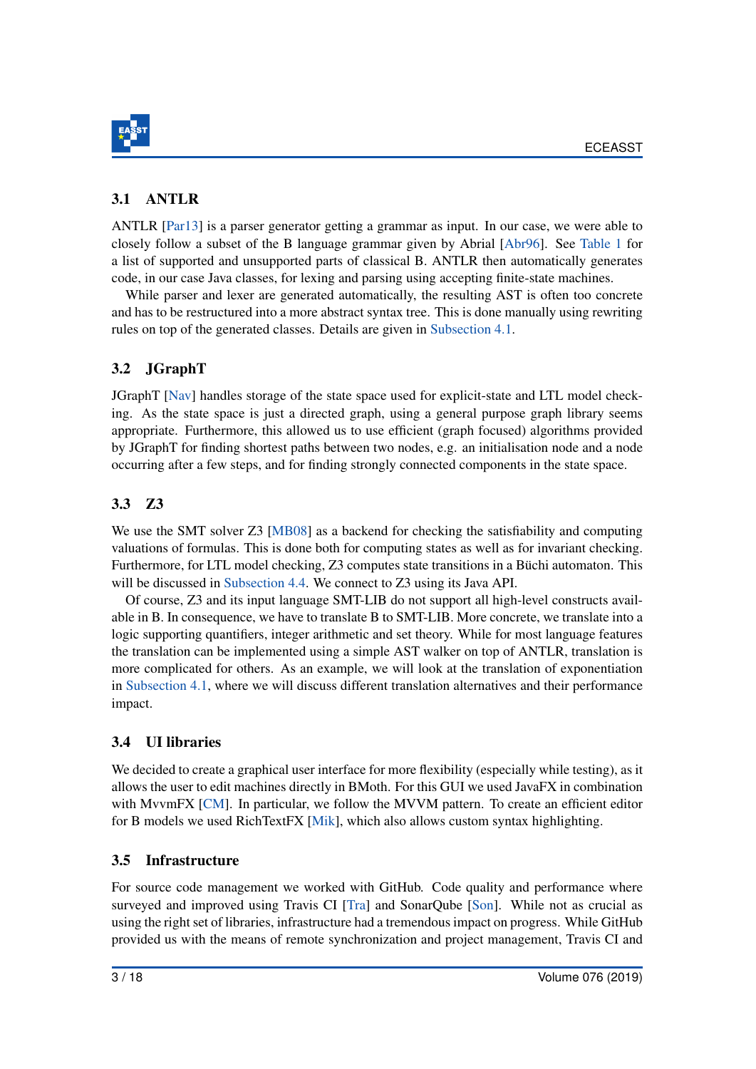### 3.1 ANTLR

ANTLR [Par13] is a parser generator getting a grammar as input. In our case, we were able to closely follow a subset of the B language grammar given by Abrial [Abr96]. See Table 1 for a list of supported and unsupported parts of classical B. ANTLR then automatically generates code, in our case Java classes, for lexing and parsing using accepting finite-state machines.

While parser and lexer are generated automatically, the resulting AST is often too concrete and has to be restructured into a more abstract syntax tree. This is done manually using rewriting rules on top of the generated classes. Details are given in Subsection 4.1.

### 3.2 JGraphT

JGraphT [Nav] handles storage of the state space used for explicit-state and LTL model checking. As the state space is just a directed graph, using a general purpose graph library seems appropriate. Furthermore, this allowed us to use efficient (graph focused) algorithms provided by JGraphT for finding shortest paths between two nodes, e.g. an initialisation node and a node occurring after a few steps, and for finding strongly connected components in the state space.

### 3.3 Z3

We use the SMT solver Z3 [MB08] as a backend for checking the satisfiability and computing valuations of formulas. This is done both for computing states as well as for invariant checking. Furthermore, for LTL model checking, Z3 computes state transitions in a Büchi automaton. This will be discussed in Subsection 4.4. We connect to Z3 using its Java API.

Of course, Z3 and its input language SMT-LIB do not support all high-level constructs available in B. In consequence, we have to translate B to SMT-LIB. More concrete, we translate into a logic supporting quantifiers, integer arithmetic and set theory. While for most language features the translation can be implemented using a simple AST walker on top of ANTLR, translation is more complicated for others. As an example, we will look at the translation of exponentiation in Subsection 4.1, where we will discuss different translation alternatives and their performance impact.

### 3.4 UI libraries

We decided to create a graphical user interface for more flexibility (especially while testing), as it allows the user to edit machines directly in BMoth. For this GUI we used JavaFX in combination with MvvmFX [CM]. In particular, we follow the MVVM pattern. To create an efficient editor for B models we used RichTextFX [Mik], which also allows custom syntax highlighting.

### 3.5 Infrastructure

For source code management we worked with GitHub. Code quality and performance where surveyed and improved using Travis CI [Tra] and SonarQube [Son]. While not as crucial as using the right set of libraries, infrastructure had a tremendous impact on progress. While GitHub provided us with the means of remote synchronization and project management, Travis CI and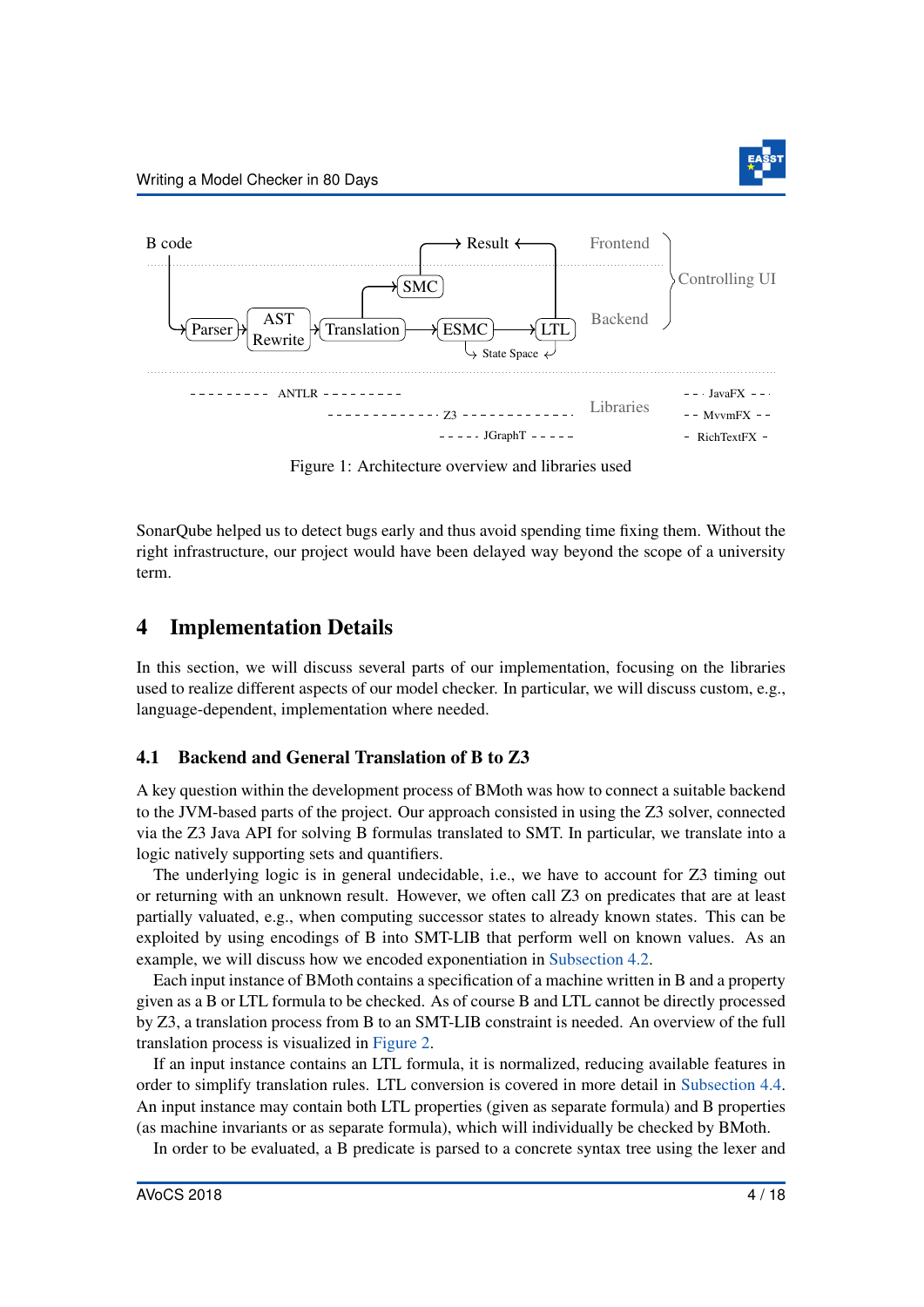Figure 1: Architecture overview and libraries used

SonarQube helped us to detect bugs early and thus avoid spending time fixing them. Without the right infrastructure, our project would have been delayed way beyond the scope of a university term.

## 4 Implementation Details

In this section, we will discuss several parts of our implementation, focusing on the libraries used to realize different aspects of our model checker. In particular, we will discuss custom, e.g., language-dependent, implementation where needed.

### 4.1 Backend and General Translation of B to Z3

A key question within the development process of BMoth was how to connect a suitable backend to the JVM-based parts of the project. Our approach consisted in using the Z3 solver, connected via the Z3 Java API for solving B formulas translated to SMT. In particular, we translate into a logic natively supporting sets and quantifiers.

The underlying logic is in general undecidable, i.e., we have to account for Z3 timing out or returning with an unknown result. However, we often call Z3 on predicates that are at least partially valuated, e.g., when computing successor states to already known states. This can be exploited by using encodings of B into SMT-LIB that perform well on known values. As an example, we will discuss how we encoded exponentiation in Subsection 4.2.

Each input instance of BMoth contains a specification of a machine written in B and a property given as a B or LTL formula to be checked. As of course B and LTL cannot be directly processed by Z3, a translation process from B to an SMT-LIB constraint is needed. An overview of the full translation process is visualized in Figure 2.

If an input instance contains an LTL formula, it is normalized, reducing available features in order to simplify translation rules. LTL conversion is covered in more detail in Subsection 4.4. An input instance may contain both LTL properties (given as separate formula) and B properties (as machine invariants or as separate formula), which will individually be checked by BMoth.

In order to be evaluated, a B predicate is parsed to a concrete syntax tree using the lexer and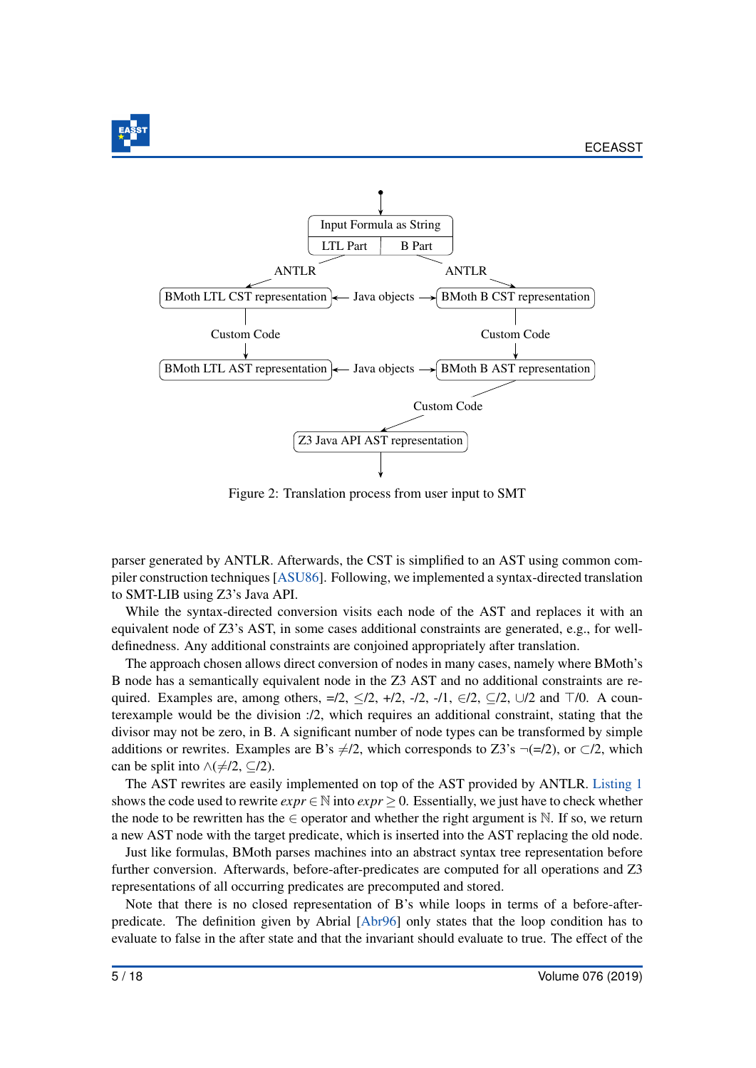Input Formula as String

LTL Part | B Part

ANTLR → BMoth LTL CST representation ← Java objects → BMoth B CST representation ← ANTLR

Custom Code → BMoth LTL AST representation ← Java objects → BMoth B AST representation ← Custom Code

Custom Code → Z3 Java API AST representation

Figure 2: Translation process from user input to SMT

parser generated by ANTLR. Afterwards, the CST is simplified to an AST using common compiler construction techniques [ASU86]. Following, we implemented a syntax-directed translation to SMT-LIB using Z3's Java API.

While the syntax-directed conversion visits each node of the AST and replaces it with an equivalent node of Z3's AST, in some cases additional constraints are generated, e.g., for well-definedness. Any additional constraints are conjoined appropriately after translation.

The approach chosen allows direct conversion of nodes in many cases, namely where BMoth's B node has a semantically equivalent node in the Z3 AST and no additional constraints are required. Examples are, among others, =/2, $\leq$/2, +/2, -/2, -/1, $\in$/2, $\subseteq$/2, $\cup$/2 and $\top$/0. A counterexample would be the division :/2, which requires an additional constraint, stating that the divisor may not be zero, in B. A significant number of node types can be transformed by simple additions or rewrites. Examples are B's $\neq$/2, which corresponds to Z3's $\neg$(=/2), or $\subset$/2, which can be split into $\wedge$($\neq$/2, $\subseteq$/2).

The AST rewrites are easily implemented on top of the AST provided by ANTLR. Listing 1 shows the code used to rewrite $expr \in \mathbb{N}$ into $expr \geq 0$. Essentially, we just have to check whether the node to be rewritten has the $\in$ operator and whether the right argument is $\mathbb{N}$. If so, we return a new AST node with the target predicate, which is inserted into the AST replacing the old node.

Just like formulas, BMoth parses machines into an abstract syntax tree representation before further conversion. Afterwards, before-after-predicates are computed for all operations and Z3 representations of all occurring predicates are precomputed and stored.

Note that there is no closed representation of B's while loops in terms of a before-after-predicate. The definition given by Abrial [Abr96] only states that the loop condition has to evaluate to false in the after state and that the invariant should evaluate to true. The effect of the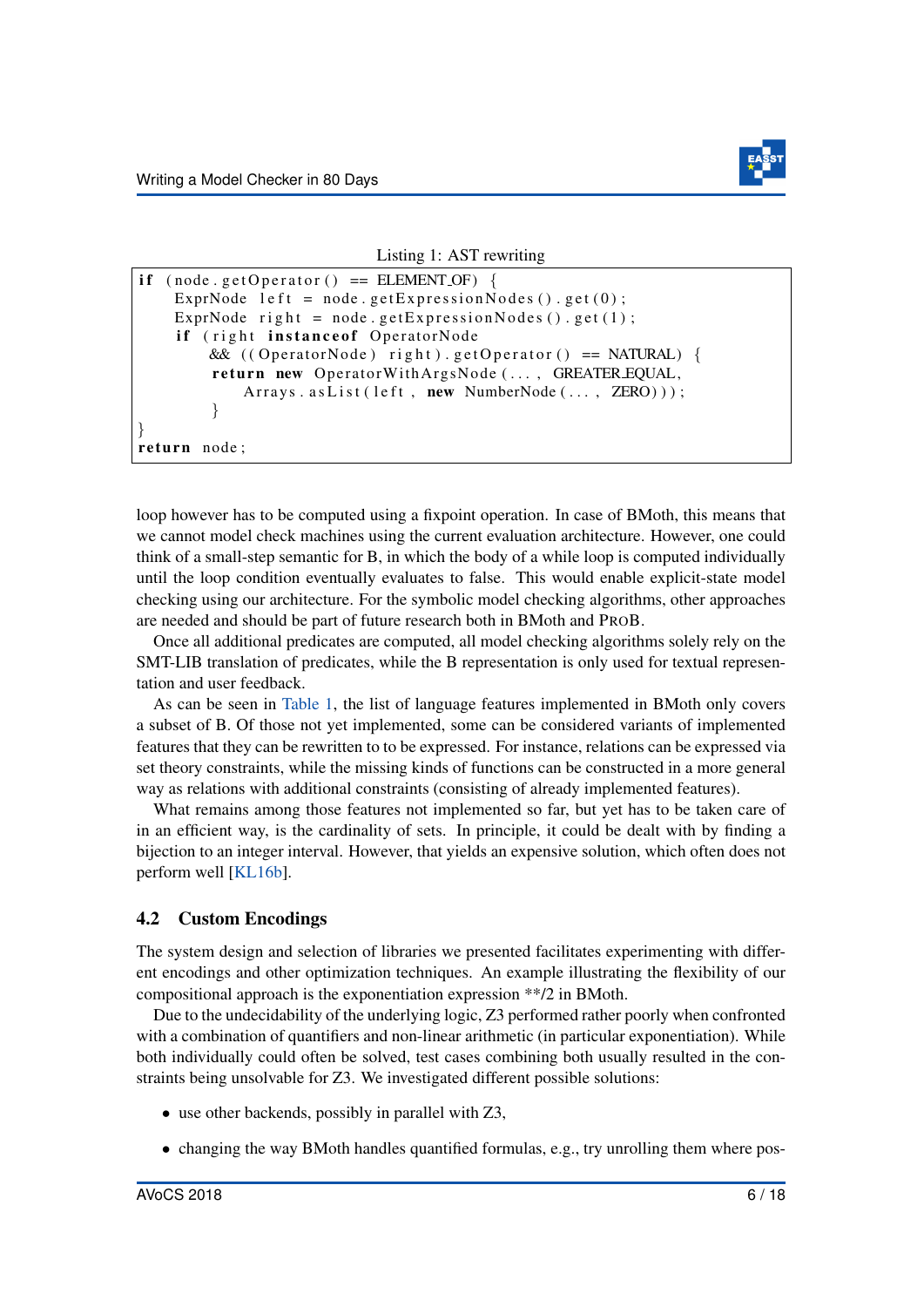Listing 1: AST rewriting

```
if (node.getOperator() == ELEMENT_OF) {
    ExprNode left = node.getExpressionNodes().get(0);
    ExprNode right = node.getExpressionNodes().get(1);
    if (right instanceof OperatorNode
        && ((OperatorNode) right).getOperator() == NATURAL) {
        return new OperatorWithArgsNode(..., GREATER_EQUAL,
            Arrays.asList(left, new NumberNode(..., ZERO)));
        }
}
return node;
```

loop however has to be computed using a fixpoint operation. In case of BMoth, this means that we cannot model check machines using the current evaluation architecture. However, one could think of a small-step semantic for B, in which the body of a while loop is computed individually until the loop condition eventually evaluates to false. This would enable explicit-state model checking using our architecture. For the symbolic model checking algorithms, other approaches are needed and should be part of future research both in BMoth and ProB.

Once all additional predicates are computed, all model checking algorithms solely rely on the SMT-LIB translation of predicates, while the B representation is only used for textual representation and user feedback.

As can be seen in Table 1, the list of language features implemented in BMoth only covers a subset of B. Of those not yet implemented, some can be considered variants of implemented features that they can be rewritten to to be expressed. For instance, relations can be expressed via set theory constraints, while the missing kinds of functions can be constructed in a more general way as relations with additional constraints (consisting of already implemented features).

What remains among those features not implemented so far, but yet has to be taken care of in an efficient way, is the cardinality of sets. In principle, it could be dealt with by finding a bijection to an integer interval. However, that yields an expensive solution, which often does not perform well [KL16b].

## 4.2 Custom Encodings

The system design and selection of libraries we presented facilitates experimenting with different encodings and other optimization techniques. An example illustrating the flexibility of our compositional approach is the exponentiation expression **/2 in BMoth.

Due to the undecidability of the underlying logic, Z3 performed rather poorly when confronted with a combination of quantifiers and non-linear arithmetic (in particular exponentiation). While both individually could often be solved, test cases combining both usually resulted in the constraints being unsolvable for Z3. We investigated different possible solutions:

- use other backends, possibly in parallel with Z3,
- changing the way BMoth handles quantified formulas, e.g., try unrolling them where pos-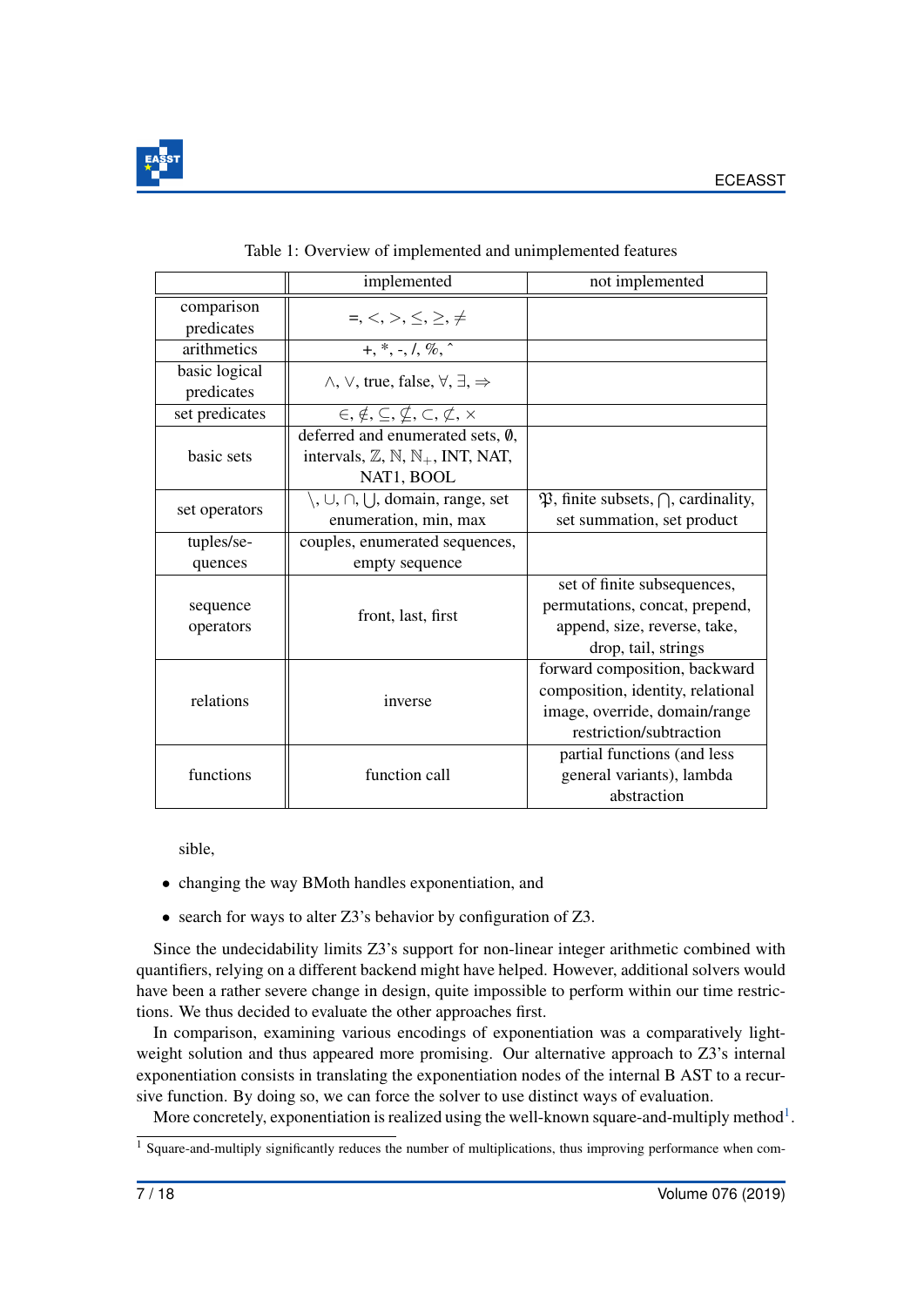Table 1: Overview of implemented and unimplemented features

| | implemented | not implemented |
|---|---|---|
| comparison predicates | $=, <, >, \leq, \geq, \neq$ | |
| arithmetics | +, *, -, /, %, ˆ | |
| basic logical predicates | $\wedge$, $\vee$, true, false, $\forall$, $\exists$, $\Rightarrow$ | |
| set predicates | $\in, \notin, \subseteq, \not\subseteq, \subset, \not\subset, \times$ | |
| basic sets | deferred and enumerated sets, $\emptyset$, intervals, $\mathbb{Z}$, $\mathbb{N}$, $\mathbb{N}_+$, INT, NAT, NAT1, BOOL | |
| set operators | $\setminus, \cup, \cap, \bigcup$, domain, range, set enumeration, min, max | $\mathfrak{P}$, finite subsets, $\bigcap$, cardinality, set summation, set product |
| tuples/sequences | couples, enumerated sequences, empty sequence | |
| sequence operators | front, last, first | set of finite subsequences, permutations, concat, prepend, append, size, reverse, take, drop, tail, strings |
| relations | inverse | forward composition, backward composition, identity, relational image, override, domain/range restriction/subtraction |
| functions | function call | partial functions (and less general variants), lambda abstraction |

sible,

- changing the way BMoth handles exponentiation, and
- search for ways to alter Z3's behavior by configuration of Z3.

Since the undecidability limits Z3's support for non-linear integer arithmetic combined with quantifiers, relying on a different backend might have helped. However, additional solvers would have been a rather severe change in design, quite impossible to perform within our time restrictions. We thus decided to evaluate the other approaches first.

In comparison, examining various encodings of exponentiation was a comparatively lightweight solution and thus appeared more promising. Our alternative approach to Z3's internal exponentiation consists in translating the exponentiation nodes of the internal B AST to a recursive function. By doing so, we can force the solver to use distinct ways of evaluation.

More concretely, exponentiation is realized using the well-known square-and-multiply method[1].

[1] Square-and-multiply significantly reduces the number of multiplications, thus improving performance when com-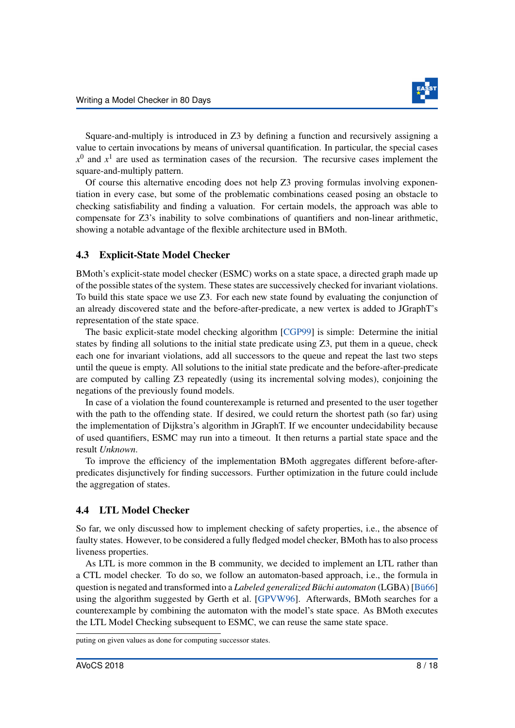Square-and-multiply is introduced in Z3 by defining a function and recursively assigning a value to certain invocations by means of universal quantification. In particular, the special cases $x^0$ and $x^1$ are used as termination cases of the recursion. The recursive cases implement the square-and-multiply pattern.

Of course this alternative encoding does not help Z3 proving formulas involving exponentiation in every case, but some of the problematic combinations ceased posing an obstacle to checking satisfiability and finding a valuation. For certain models, the approach was able to compensate for Z3's inability to solve combinations of quantifiers and non-linear arithmetic, showing a notable advantage of the flexible architecture used in BMoth.

### 4.3 Explicit-State Model Checker

BMoth's explicit-state model checker (ESMC) works on a state space, a directed graph made up of the possible states of the system. These states are successively checked for invariant violations. To build this state space we use Z3. For each new state found by evaluating the conjunction of an already discovered state and the before-after-predicate, a new vertex is added to JGraphT's representation of the state space.

The basic explicit-state model checking algorithm [CGP99] is simple: Determine the initial states by finding all solutions to the initial state predicate using Z3, put them in a queue, check each one for invariant violations, add all successors to the queue and repeat the last two steps until the queue is empty. All solutions to the initial state predicate and the before-after-predicate are computed by calling Z3 repeatedly (using its incremental solving modes), conjoining the negations of the previously found models.

In case of a violation the found counterexample is returned and presented to the user together with the path to the offending state. If desired, we could return the shortest path (so far) using the implementation of Dijkstra's algorithm in JGraphT. If we encounter undecidability because of used quantifiers, ESMC may run into a timeout. It then returns a partial state space and the result *Unknown*.

To improve the efficiency of the implementation BMoth aggregates different before-after-predicates disjunctively for finding successors. Further optimization in the future could include the aggregation of states.

### 4.4 LTL Model Checker

So far, we only discussed how to implement checking of safety properties, i.e., the absence of faulty states. However, to be considered a fully fledged model checker, BMoth has to also process liveness properties.

As LTL is more common in the B community, we decided to implement an LTL rather than a CTL model checker. To do so, we follow an automaton-based approach, i.e., the formula in question is negated and transformed into a *Labeled generalized Büchi automaton* (LGBA) [Bü66] using the algorithm suggested by Gerth et al. [GPVW96]. Afterwards, BMoth searches for a counterexample by combining the automaton with the model's state space. As BMoth executes the LTL Model Checking subsequent to ESMC, we can reuse the same state space.

puting on given values as done for computing successor states.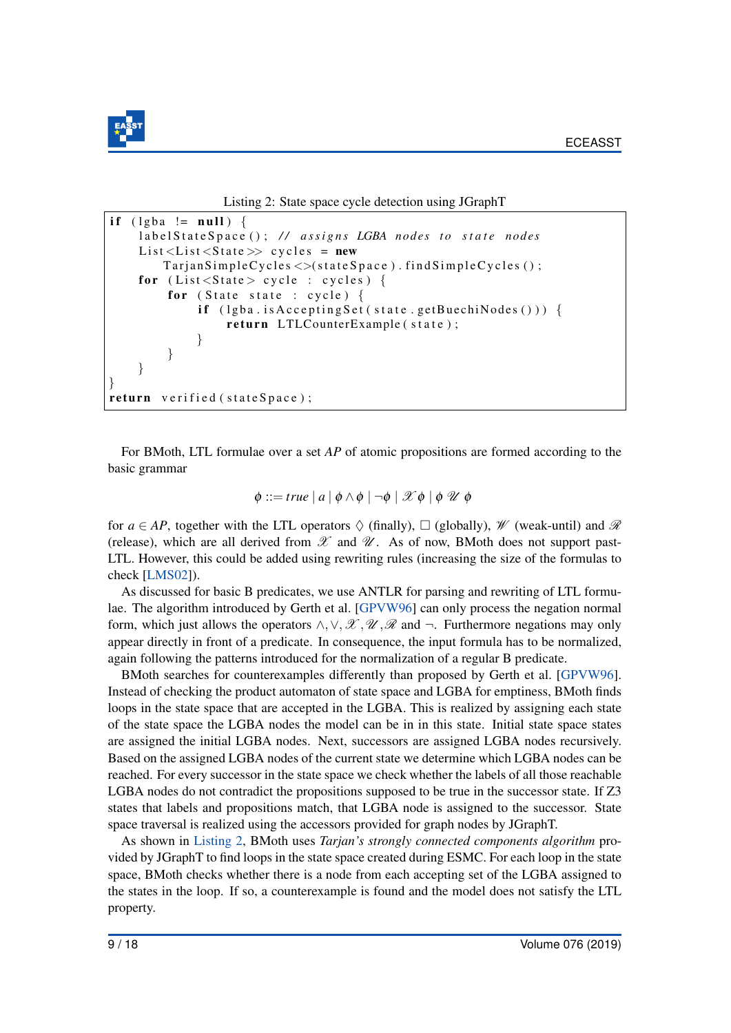Listing 2: State space cycle detection using JGraphT

```
if (lgba != null) {
    labelStateSpace(); // assigns LGBA nodes to state nodes
    List<List<State>> cycles = new
        TarjanSimpleCycles<>(stateSpace).findSimpleCycles();
    for (List<State> cycle : cycles) {
        for (State state : cycle) {
            if (lgba.isAcceptingSet(state.getBuechiNodes())) {
                return LTLCounterExample(state);
            }
        }
    }
}
return verified(stateSpace);
```

For BMoth, LTL formulae over a set $AP$ of atomic propositions are formed according to the basic grammar

$$\phi ::= true \mid a \mid \phi \wedge \phi \mid \neg\phi \mid \mathscr{X}\,\phi \mid \phi\;\mathscr{U}\;\phi$$

for $a \in AP$, together with the LTL operators $\Diamond$ (finally), $\Box$ (globally), $\mathscr{W}$ (weak-until) and $\mathscr{R}$ (release), which are all derived from $\mathscr{X}$ and $\mathscr{U}$. As of now, BMoth does not support past-LTL. However, this could be added using rewriting rules (increasing the size of the formulas to check [LMS02]).

As discussed for basic B predicates, we use ANTLR for parsing and rewriting of LTL formulae. The algorithm introduced by Gerth et al. [GPVW96] can only process the negation normal form, which just allows the operators $\wedge, \vee, \mathscr{X}, \mathscr{U}, \mathscr{R}$ and $\neg$. Furthermore negations may only appear directly in front of a predicate. In consequence, the input formula has to be normalized, again following the patterns introduced for the normalization of a regular B predicate.

BMoth searches for counterexamples differently than proposed by Gerth et al. [GPVW96]. Instead of checking the product automaton of state space and LGBA for emptiness, BMoth finds loops in the state space that are accepted in the LGBA. This is realized by assigning each state of the state space the LGBA nodes the model can be in in this state. Initial state space states are assigned the initial LGBA nodes. Next, successors are assigned LGBA nodes recursively. Based on the assigned LGBA nodes of the current state we determine which LGBA nodes can be reached. For every successor in the state space we check whether the labels of all those reachable LGBA nodes do not contradict the propositions supposed to be true in the successor state. If Z3 states that labels and propositions match, that LGBA node is assigned to the successor. State space traversal is realized using the accessors provided for graph nodes by JGraphT.

As shown in Listing 2, BMoth uses *Tarjan's strongly connected components algorithm* provided by JGraphT to find loops in the state space created during ESMC. For each loop in the state space, BMoth checks whether there is a node from each accepting set of the LGBA assigned to the states in the loop. If so, a counterexample is found and the model does not satisfy the LTL property.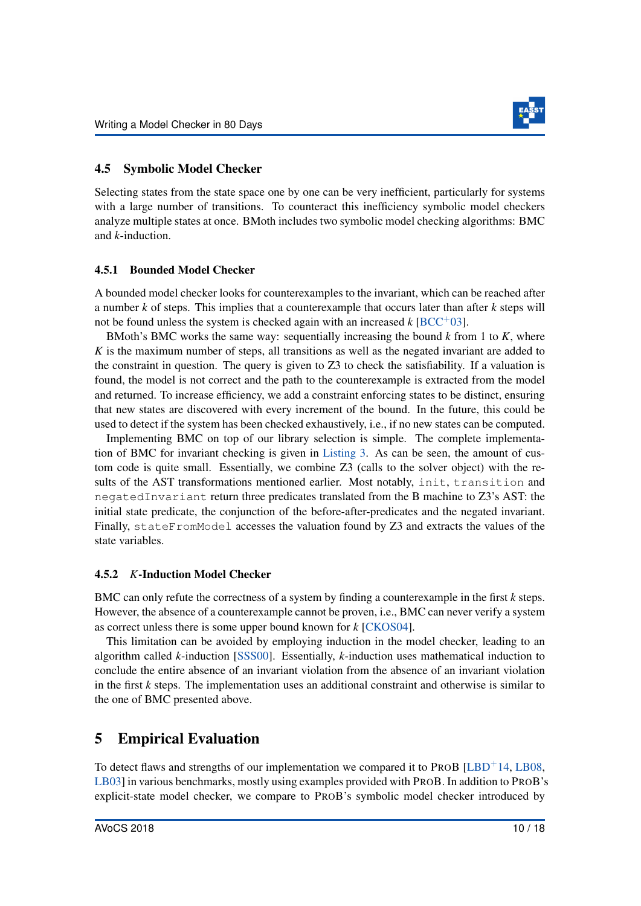### 4.5 Symbolic Model Checker

Selecting states from the state space one by one can be very inefficient, particularly for systems with a large number of transitions. To counteract this inefficiency symbolic model checkers analyze multiple states at once. BMoth includes two symbolic model checking algorithms: BMC and $k$-induction.

#### 4.5.1 Bounded Model Checker

A bounded model checker looks for counterexamples to the invariant, which can be reached after a number $k$ of steps. This implies that a counterexample that occurs later than after $k$ steps will not be found unless the system is checked again with an increased $k$ [BCC+03].

BMoth's BMC works the same way: sequentially increasing the bound $k$ from 1 to $K$, where $K$ is the maximum number of steps, all transitions as well as the negated invariant are added to the constraint in question. The query is given to Z3 to check the satisfiability. If a valuation is found, the model is not correct and the path to the counterexample is extracted from the model and returned. To increase efficiency, we add a constraint enforcing states to be distinct, ensuring that new states are discovered with every increment of the bound. In the future, this could be used to detect if the system has been checked exhaustively, i.e., if no new states can be computed.

Implementing BMC on top of our library selection is simple. The complete implementation of BMC for invariant checking is given in Listing 3. As can be seen, the amount of custom code is quite small. Essentially, we combine Z3 (calls to the solver object) with the results of the AST transformations mentioned earlier. Most notably, `init`, `transition` and `negatedInvariant` return three predicates translated from the B machine to Z3's AST: the initial state predicate, the conjunction of the before-after-predicates and the negated invariant. Finally, `stateFromModel` accesses the valuation found by Z3 and extracts the values of the state variables.

#### 4.5.2 $K$-Induction Model Checker

BMC can only refute the correctness of a system by finding a counterexample in the first $k$ steps. However, the absence of a counterexample cannot be proven, i.e., BMC can never verify a system as correct unless there is some upper bound known for $k$ [CKOS04].

This limitation can be avoided by employing induction in the model checker, leading to an algorithm called $k$-induction [SSS00]. Essentially, $k$-induction uses mathematical induction to conclude the entire absence of an invariant violation from the absence of an invariant violation in the first $k$ steps. The implementation uses an additional constraint and otherwise is similar to the one of BMC presented above.

## 5 Empirical Evaluation

To detect flaws and strengths of our implementation we compared it to ProB [LBD+14, LB08, LB03] in various benchmarks, mostly using examples provided with ProB. In addition to ProB's explicit-state model checker, we compare to ProB's symbolic model checker introduced by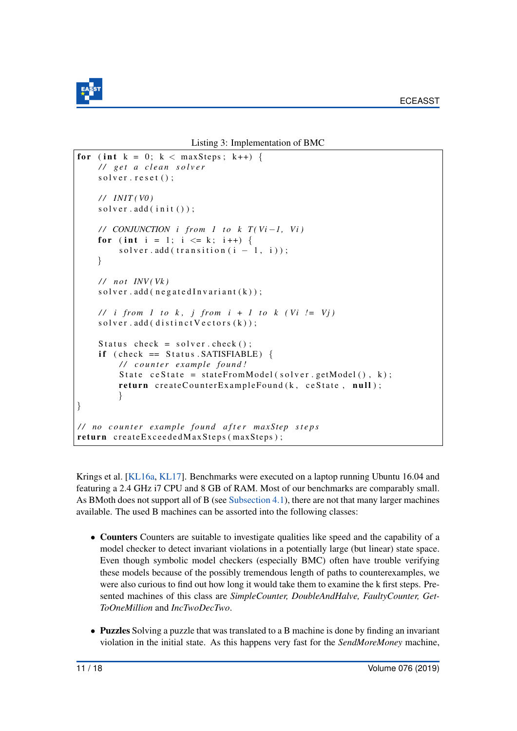Listing 3: Implementation of BMC

```
for (int k = 0; k < maxSteps; k++) {
    // get a clean solver
    solver.reset();

    // INIT(V0)
    solver.add(init());

    // CONJUNCTION i from 1 to k T(Vi-1, Vi)
    for (int i = 1; i <= k; i++) {
        solver.add(transition(i - 1, i));
    }

    // not INV(Vk)
    solver.add(negatedInvariant(k));

    // i from 1 to k, j from i + 1 to k (Vi != Vj)
    solver.add(distinctVectors(k));

    Status check = solver.check();
    if (check == Status.SATISFIABLE) {
        // counter example found!
        State ceState = stateFromModel(solver.getModel(), k);
        return createCounterExampleFound(k, ceState, null);
        }
}

// no counter example found after maxStep steps
return createExceededMaxSteps(maxSteps);
```

Krings et al. [KL16a, KL17]. Benchmarks were executed on a laptop running Ubuntu 16.04 and featuring a 2.4 GHz i7 CPU and 8 GB of RAM. Most of our benchmarks are comparably small. As BMoth does not support all of B (see Subsection 4.1), there are not that many larger machines available. The used B machines can be assorted into the following classes:

- **Counters** Counters are suitable to investigate qualities like speed and the capability of a model checker to detect invariant violations in a potentially large (but linear) state space. Even though symbolic model checkers (especially BMC) often have trouble verifying these models because of the possibly tremendous length of paths to counterexamples, we were also curious to find out how long it would take them to examine the k first steps. Presented machines of this class are *SimpleCounter, DoubleAndHalve, FaultyCounter, GetToOneMillion* and *IncTwoDecTwo*.

- **Puzzles** Solving a puzzle that was translated to a B machine is done by finding an invariant violation in the initial state. As this happens very fast for the *SendMoreMoney* machine,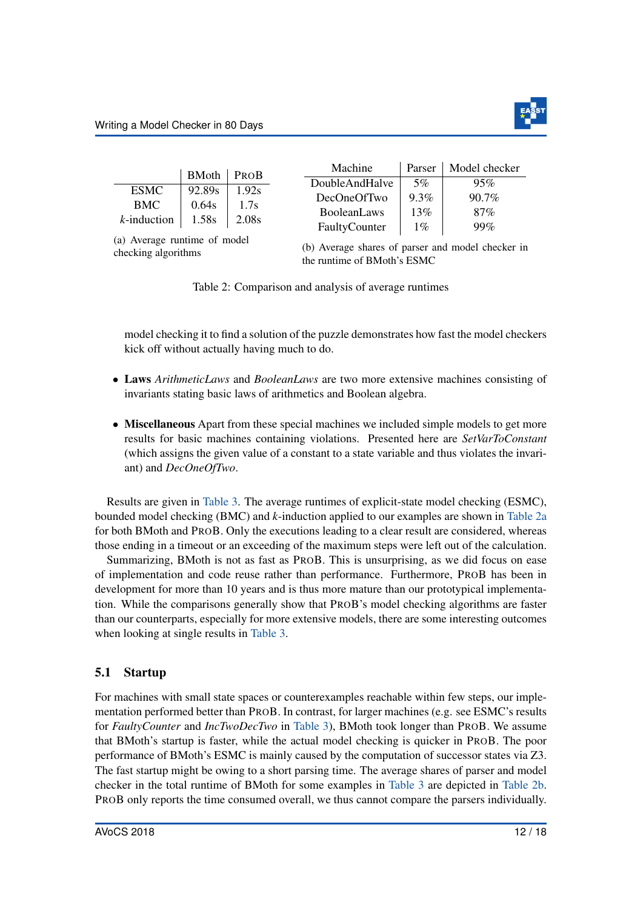| | BMoth | ProB |
|---|---|---|
| ESMC | 92.89s | 1.92s |
| BMC | 0.64s | 1.7s |
| $k$-induction | 1.58s | 2.08s |

(a) Average runtime of model checking algorithms

| Machine | Parser | Model checker |
|---|---|---|
| DoubleAndHalve | 5% | 95% |
| DecOneOfTwo | 9.3% | 90.7% |
| BooleanLaws | 13% | 87% |
| FaultyCounter | 1% | 99% |

(b) Average shares of parser and model checker in the runtime of BMoth's ESMC

Table 2: Comparison and analysis of average runtimes

model checking it to find a solution of the puzzle demonstrates how fast the model checkers kick off without actually having much to do.

- **Laws** *ArithmeticLaws* and *BooleanLaws* are two more extensive machines consisting of invariants stating basic laws of arithmetics and Boolean algebra.
- **Miscellaneous** Apart from these special machines we included simple models to get more results for basic machines containing violations. Presented here are *SetVarToConstant* (which assigns the given value of a constant to a state variable and thus violates the invariant) and *DecOneOfTwo*.

Results are given in Table 3. The average runtimes of explicit-state model checking (ESMC), bounded model checking (BMC) and $k$-induction applied to our examples are shown in Table 2a for both BMoth and ProB. Only the executions leading to a clear result are considered, whereas those ending in a timeout or an exceeding of the maximum steps were left out of the calculation.

Summarizing, BMoth is not as fast as ProB. This is unsurprising, as we did focus on ease of implementation and code reuse rather than performance. Furthermore, ProB has been in development for more than 10 years and is thus more mature than our prototypical implementation. While the comparisons generally show that ProB's model checking algorithms are faster than our counterparts, especially for more extensive models, there are some interesting outcomes when looking at single results in Table 3.

### 5.1 Startup

For machines with small state spaces or counterexamples reachable within few steps, our implementation performed better than ProB. In contrast, for larger machines (e.g. see ESMC's results for *FaultyCounter* and *IncTwoDecTwo* in Table 3), BMoth took longer than ProB. We assume that BMoth's startup is faster, while the actual model checking is quicker in ProB. The poor performance of BMoth's ESMC is mainly caused by the computation of successor states via Z3. The fast startup might be owing to a short parsing time. The average shares of parser and model checker in the total runtime of BMoth for some examples in Table 3 are depicted in Table 2b. ProB only reports the time consumed overall, we thus cannot compare the parsers individually.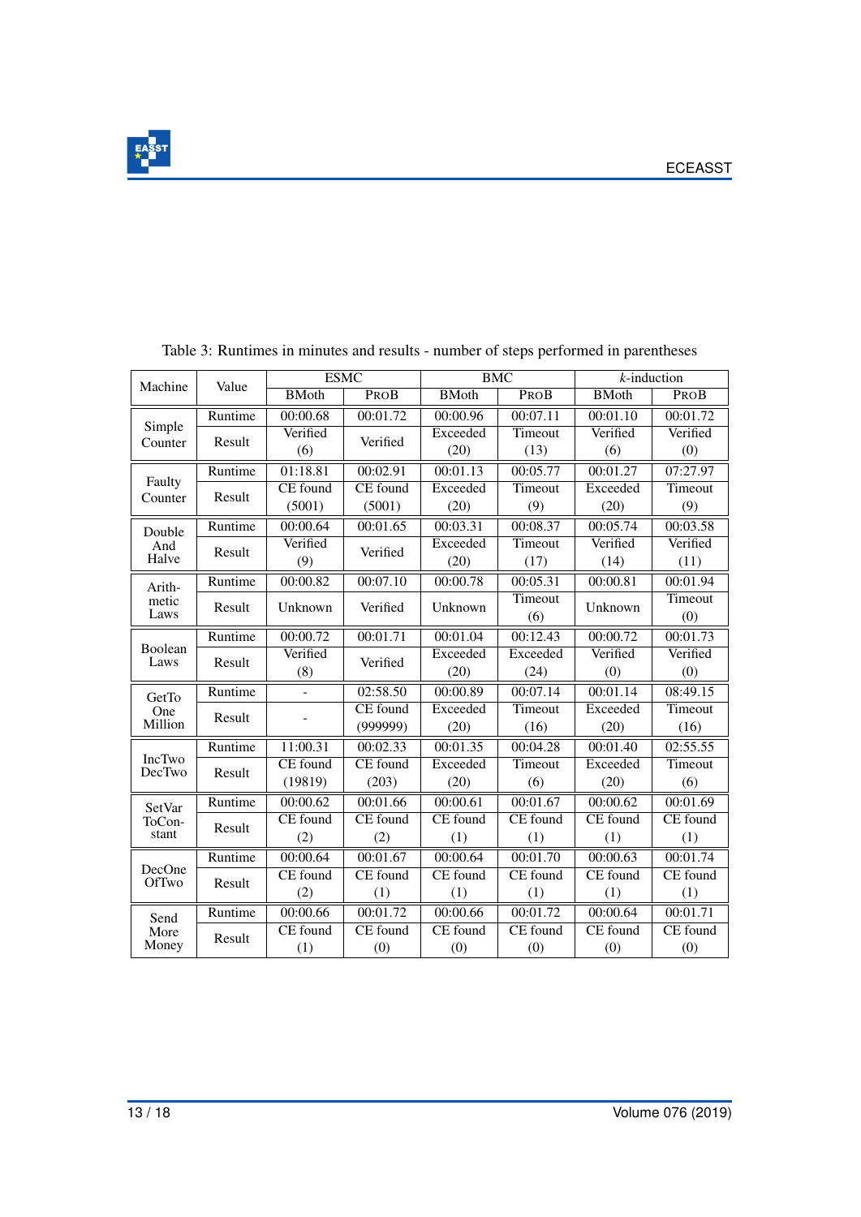Table 3: Runtimes in minutes and results - number of steps performed in parentheses

| Machine | Value | ESMC | | BMC | | $k$-induction | |
|---|---|---|---|---|---|---|---|
| | | BMoth | PROB | BMoth | PROB | BMoth | PROB |
| Simple Counter | Runtime | 00:00.68 | 00:01.72 | 00:00.96 | 00:07.11 | 00:01.10 | 00:01.72 |
| | Result | Verified (6) | Verified | Exceeded (20) | Timeout (13) | Verified (6) | Verified (0) |
| Faulty Counter | Runtime | 01:18.81 | 00:02.91 | 00:01.13 | 00:05.77 | 00:01.27 | 07:27.97 |
| | Result | CE found (5001) | CE found (5001) | Exceeded (20) | Timeout (9) | Exceeded (20) | Timeout (9) |
| Double And Halve | Runtime | 00:00.64 | 00:01.65 | 00:03.31 | 00:08.37 | 00:05.74 | 00:03.58 |
| | Result | Verified (9) | Verified | Exceeded (20) | Timeout (17) | Verified (14) | Verified (11) |
| Arith-metic Laws | Runtime | 00:00.82 | 00:07.10 | 00:00.78 | 00:05.31 | 00:00.81 | 00:01.94 |
| | Result | Unknown | Verified | Unknown | Timeout (6) | Unknown | Timeout (0) |
| Boolean Laws | Runtime | 00:00.72 | 00:01.71 | 00:01.04 | 00:12.43 | 00:00.72 | 00:01.73 |
| | Result | Verified (8) | Verified | Exceeded (20) | Exceeded (24) | Verified (0) | Verified (0) |
| GetTo One Million | Runtime | - | 02:58.50 | 00:00.89 | 00:07.14 | 00:01.14 | 08:49.15 |
| | Result | - | CE found (999999) | Exceeded (20) | Timeout (16) | Exceeded (20) | Timeout (16) |
| IncTwo DecTwo | Runtime | 11:00.31 | 00:02.33 | 00:01.35 | 00:04.28 | 00:01.40 | 02:55.55 |
| | Result | CE found (19819) | CE found (203) | Exceeded (20) | Timeout (6) | Exceeded (20) | Timeout (6) |
| SetVar ToCon-stant | Runtime | 00:00.62 | 00:01.66 | 00:00.61 | 00:01.67 | 00:00.62 | 00:01.69 |
| | Result | CE found (2) | CE found (2) | CE found (1) | CE found (1) | CE found (1) | CE found (1) |
| DecOne OfTwo | Runtime | 00:00.64 | 00:01.67 | 00:00.64 | 00:01.70 | 00:00.63 | 00:01.74 |
| | Result | CE found (2) | CE found (1) | CE found (1) | CE found (1) | CE found (1) | CE found (1) |
| Send More Money | Runtime | 00:00.66 | 00:01.72 | 00:00.66 | 00:01.72 | 00:00.64 | 00:01.71 |
| | Result | CE found (1) | CE found (0) | CE found (0) | CE found (0) | CE found (0) | CE found (0) |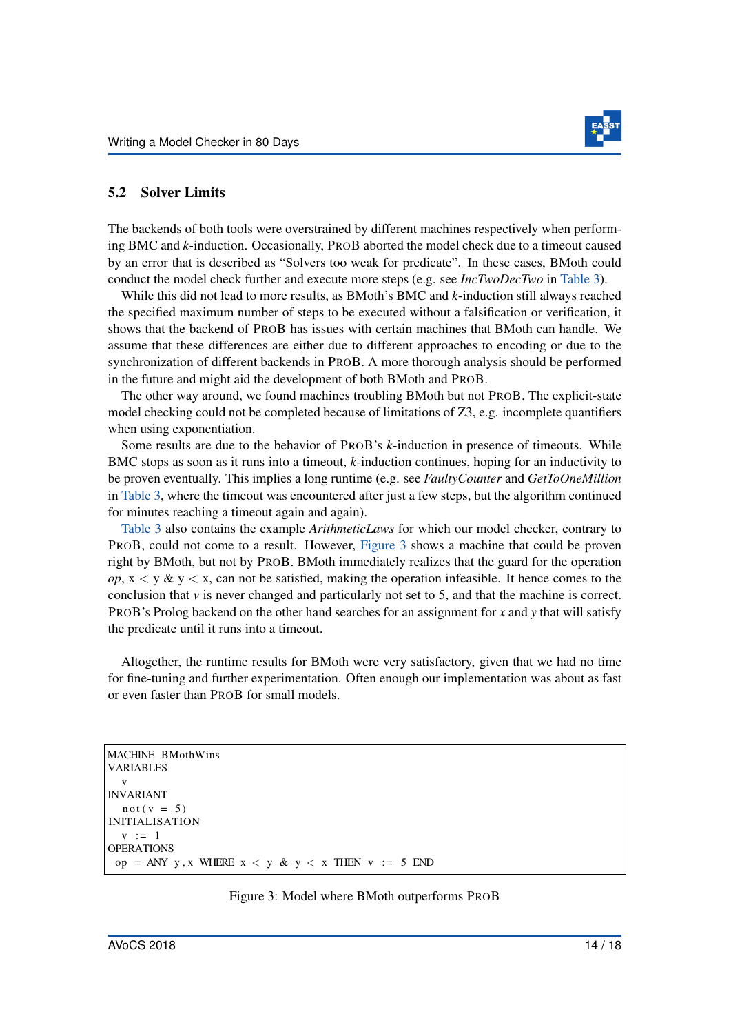### 5.2 Solver Limits

The backends of both tools were overstrained by different machines respectively when performing BMC and $k$-induction. Occasionally, PROB aborted the model check due to a timeout caused by an error that is described as "Solvers too weak for predicate". In these cases, BMoth could conduct the model check further and execute more steps (e.g. see *IncTwoDecTwo* in Table 3).

While this did not lead to more results, as BMoth's BMC and $k$-induction still always reached the specified maximum number of steps to be executed without a falsification or verification, it shows that the backend of PROB has issues with certain machines that BMoth can handle. We assume that these differences are either due to different approaches to encoding or due to the synchronization of different backends in PROB. A more thorough analysis should be performed in the future and might aid the development of both BMoth and PROB.

The other way around, we found machines troubling BMoth but not PROB. The explicit-state model checking could not be completed because of limitations of Z3, e.g. incomplete quantifiers when using exponentiation.

Some results are due to the behavior of PROB's $k$-induction in presence of timeouts. While BMC stops as soon as it runs into a timeout, $k$-induction continues, hoping for an inductivity to be proven eventually. This implies a long runtime (e.g. see *FaultyCounter* and *GetToOneMillion* in Table 3, where the timeout was encountered after just a few steps, but the algorithm continued for minutes reaching a timeout again and again).

Table 3 also contains the example *ArithmeticLaws* for which our model checker, contrary to PROB, could not come to a result. However, Figure 3 shows a machine that could be proven right by BMoth, but not by PROB. BMoth immediately realizes that the guard for the operation *op*, x < y & y < x, can not be satisfied, making the operation infeasible. It hence comes to the conclusion that $v$ is never changed and particularly not set to 5, and that the machine is correct. PROB's Prolog backend on the other hand searches for an assignment for $x$ and $y$ that will satisfy the predicate until it runs into a timeout.

Altogether, the runtime results for BMoth were very satisfactory, given that we had no time for fine-tuning and further experimentation. Often enough our implementation was about as fast or even faster than PROB for small models.

```
MACHINE BMothWins
VARIABLES
  v
INVARIANT
  not(v = 5)
INITIALISATION
  v := 1
OPERATIONS
 op = ANY y,x WHERE x < y & y < x THEN v := 5 END
```

Figure 3: Model where BMoth outperforms PROB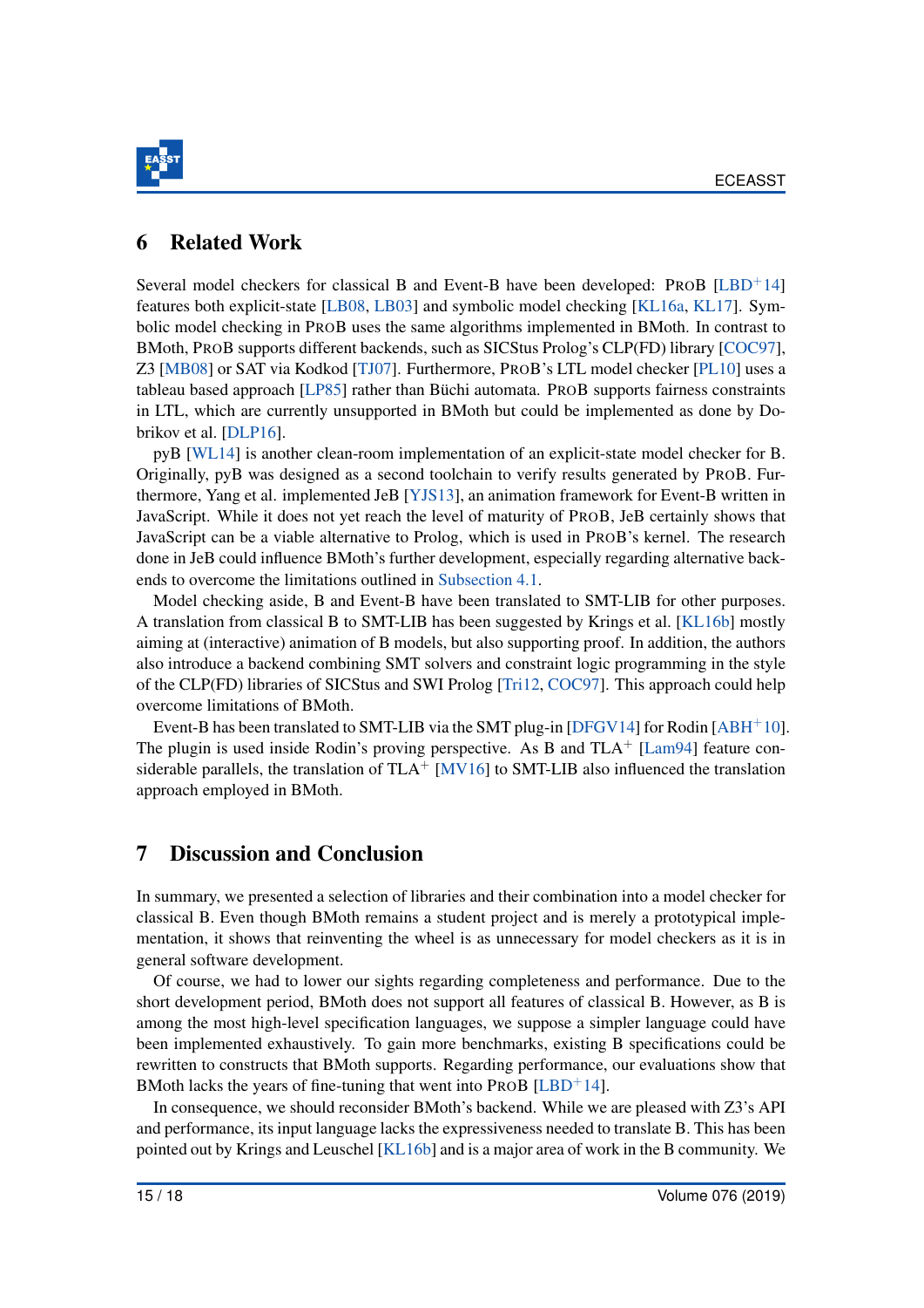## 6 Related Work

Several model checkers for classical B and Event-B have been developed: ProB [LBD+14] features both explicit-state [LB08, LB03] and symbolic model checking [KL16a, KL17]. Symbolic model checking in ProB uses the same algorithms implemented in BMoth. In contrast to BMoth, ProB supports different backends, such as SICStus Prolog's CLP(FD) library [COC97], Z3 [MB08] or SAT via Kodkod [TJ07]. Furthermore, ProB's LTL model checker [PL10] uses a tableau based approach [LP85] rather than Büchi automata. ProB supports fairness constraints in LTL, which are currently unsupported in BMoth but could be implemented as done by Dobrikov et al. [DLP16].

pyB [WL14] is another clean-room implementation of an explicit-state model checker for B. Originally, pyB was designed as a second toolchain to verify results generated by ProB. Furthermore, Yang et al. implemented JeB [YJS13], an animation framework for Event-B written in JavaScript. While it does not yet reach the level of maturity of ProB, JeB certainly shows that JavaScript can be a viable alternative to Prolog, which is used in ProB's kernel. The research done in JeB could influence BMoth's further development, especially regarding alternative backends to overcome the limitations outlined in Subsection 4.1.

Model checking aside, B and Event-B have been translated to SMT-LIB for other purposes. A translation from classical B to SMT-LIB has been suggested by Krings et al. [KL16b] mostly aiming at (interactive) animation of B models, but also supporting proof. In addition, the authors also introduce a backend combining SMT solvers and constraint logic programming in the style of the CLP(FD) libraries of SICStus and SWI Prolog [Tri12, COC97]. This approach could help overcome limitations of BMoth.

Event-B has been translated to SMT-LIB via the SMT plug-in [DFGV14] for Rodin [ABH+10]. The plugin is used inside Rodin's proving perspective. As B and TLA+ [Lam94] feature considerable parallels, the translation of TLA+ [MV16] to SMT-LIB also influenced the translation approach employed in BMoth.

## 7 Discussion and Conclusion

In summary, we presented a selection of libraries and their combination into a model checker for classical B. Even though BMoth remains a student project and is merely a prototypical implementation, it shows that reinventing the wheel is as unnecessary for model checkers as it is in general software development.

Of course, we had to lower our sights regarding completeness and performance. Due to the short development period, BMoth does not support all features of classical B. However, as B is among the most high-level specification languages, we suppose a simpler language could have been implemented exhaustively. To gain more benchmarks, existing B specifications could be rewritten to constructs that BMoth supports. Regarding performance, our evaluations show that BMoth lacks the years of fine-tuning that went into ProB [LBD+14].

In consequence, we should reconsider BMoth's backend. While we are pleased with Z3's API and performance, its input language lacks the expressiveness needed to translate B. This has been pointed out by Krings and Leuschel [KL16b] and is a major area of work in the B community. We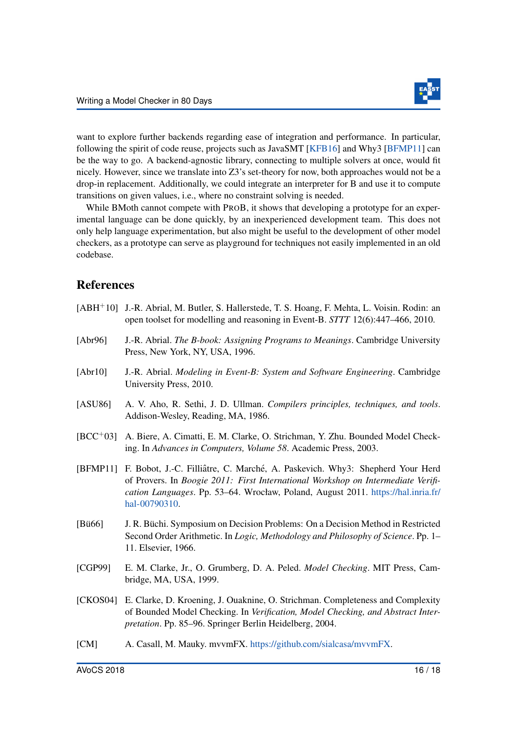want to explore further backends regarding ease of integration and performance. In particular, following the spirit of code reuse, projects such as JavaSMT [KFB16] and Why3 [BFMP11] can be the way to go. A backend-agnostic library, connecting to multiple solvers at once, would fit nicely. However, since we translate into Z3's set-theory for now, both approaches would not be a drop-in replacement. Additionally, we could integrate an interpreter for B and use it to compute transitions on given values, i.e., where no constraint solving is needed.

While BMoth cannot compete with PROB, it shows that developing a prototype for an experimental language can be done quickly, by an inexperienced development team. This does not only help language experimentation, but also might be useful to the development of other model checkers, as a prototype can serve as playground for techniques not easily implemented in an old codebase.

## References

[ABH+10] J.-R. Abrial, M. Butler, S. Hallerstede, T. S. Hoang, F. Mehta, L. Voisin. Rodin: an open toolset for modelling and reasoning in Event-B. *STTT* 12(6):447–466, 2010.

[Abr96] J.-R. Abrial. *The B-book: Assigning Programs to Meanings*. Cambridge University Press, New York, NY, USA, 1996.

[Abr10] J.-R. Abrial. *Modeling in Event-B: System and Software Engineering*. Cambridge University Press, 2010.

[ASU86] A. V. Aho, R. Sethi, J. D. Ullman. *Compilers principles, techniques, and tools*. Addison-Wesley, Reading, MA, 1986.

[BCC+03] A. Biere, A. Cimatti, E. M. Clarke, O. Strichman, Y. Zhu. Bounded Model Checking. In *Advances in Computers, Volume 58*. Academic Press, 2003.

[BFMP11] F. Bobot, J.-C. Filliâtre, C. Marché, A. Paskevich. Why3: Shepherd Your Herd of Provers. In *Boogie 2011: First International Workshop on Intermediate Verification Languages*. Pp. 53–64. Wrocław, Poland, August 2011. https://hal.inria.fr/hal-00790310.

[Bü66] J. R. Büchi. Symposium on Decision Problems: On a Decision Method in Restricted Second Order Arithmetic. In *Logic, Methodology and Philosophy of Science*. Pp. 1–11. Elsevier, 1966.

[CGP99] E. M. Clarke, Jr., O. Grumberg, D. A. Peled. *Model Checking*. MIT Press, Cambridge, MA, USA, 1999.

[CKOS04] E. Clarke, D. Kroening, J. Ouaknine, O. Strichman. Completeness and Complexity of Bounded Model Checking. In *Verification, Model Checking, and Abstract Interpretation*. Pp. 85–96. Springer Berlin Heidelberg, 2004.

[CM] A. Casall, M. Mauky. mvvmFX. https://github.com/sialcasa/mvvmFX.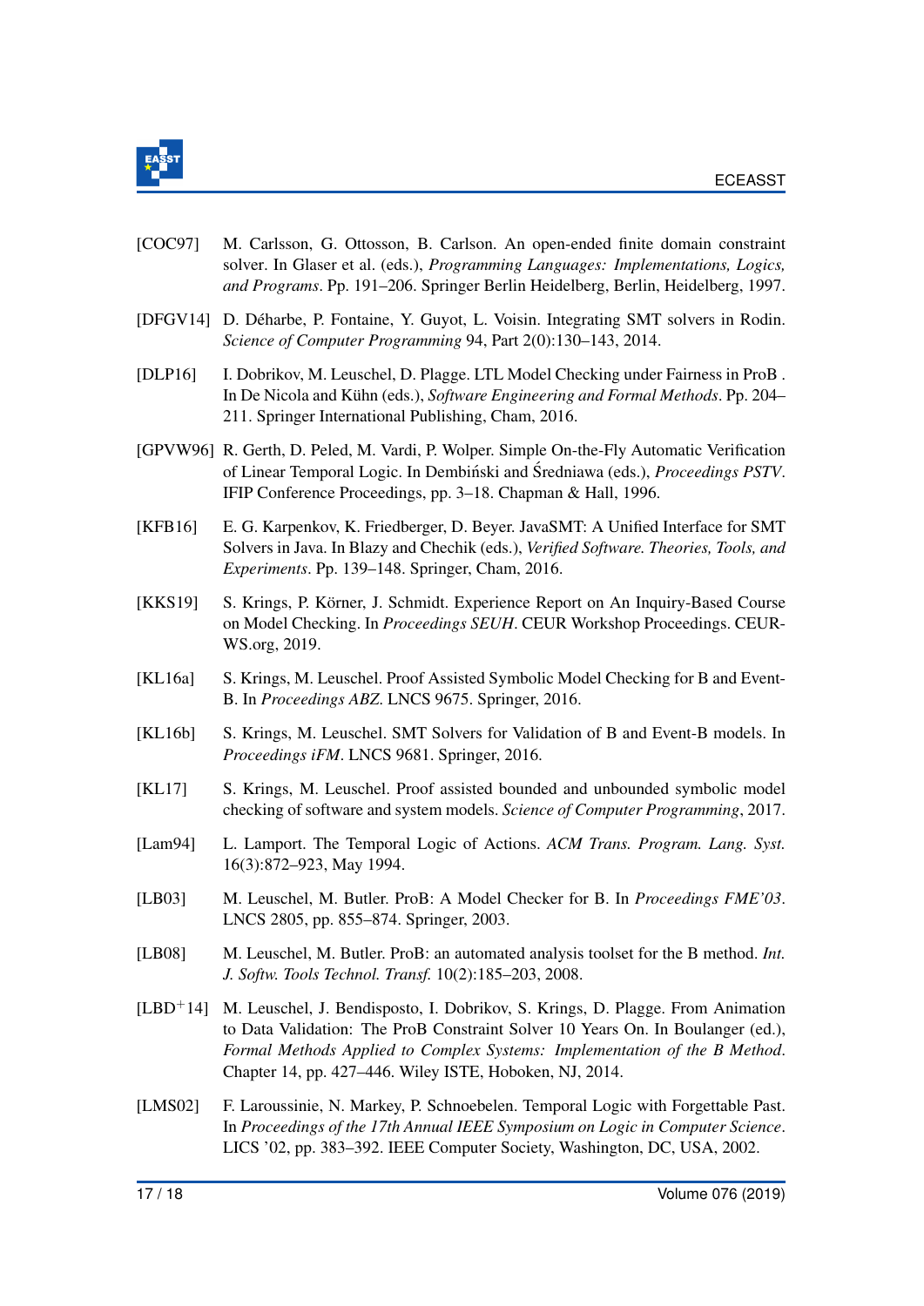[COC97] M. Carlsson, G. Ottosson, B. Carlson. An open-ended finite domain constraint solver. In Glaser et al. (eds.), *Programming Languages: Implementations, Logics, and Programs*. Pp. 191–206. Springer Berlin Heidelberg, Berlin, Heidelberg, 1997.

[DFGV14] D. Déharbe, P. Fontaine, Y. Guyot, L. Voisin. Integrating SMT solvers in Rodin. *Science of Computer Programming* 94, Part 2(0):130–143, 2014.

[DLP16] I. Dobrikov, M. Leuschel, D. Plagge. LTL Model Checking under Fairness in ProB . In De Nicola and Kühn (eds.), *Software Engineering and Formal Methods*. Pp. 204–211. Springer International Publishing, Cham, 2016.

[GPVW96] R. Gerth, D. Peled, M. Vardi, P. Wolper. Simple On-the-Fly Automatic Verification of Linear Temporal Logic. In Dembiński and Średniawa (eds.), *Proceedings PSTV*. IFIP Conference Proceedings, pp. 3–18. Chapman & Hall, 1996.

[KFB16] E. G. Karpenkov, K. Friedberger, D. Beyer. JavaSMT: A Unified Interface for SMT Solvers in Java. In Blazy and Chechik (eds.), *Verified Software. Theories, Tools, and Experiments*. Pp. 139–148. Springer, Cham, 2016.

[KKS19] S. Krings, P. Körner, J. Schmidt. Experience Report on An Inquiry-Based Course on Model Checking. In *Proceedings SEUH*. CEUR Workshop Proceedings. CEUR-WS.org, 2019.

[KL16a] S. Krings, M. Leuschel. Proof Assisted Symbolic Model Checking for B and Event-B. In *Proceedings ABZ*. LNCS 9675. Springer, 2016.

[KL16b] S. Krings, M. Leuschel. SMT Solvers for Validation of B and Event-B models. In *Proceedings iFM*. LNCS 9681. Springer, 2016.

[KL17] S. Krings, M. Leuschel. Proof assisted bounded and unbounded symbolic model checking of software and system models. *Science of Computer Programming*, 2017.

[Lam94] L. Lamport. The Temporal Logic of Actions. *ACM Trans. Program. Lang. Syst.* 16(3):872–923, May 1994.

[LB03] M. Leuschel, M. Butler. ProB: A Model Checker for B. In *Proceedings FME'03*. LNCS 2805, pp. 855–874. Springer, 2003.

[LB08] M. Leuschel, M. Butler. ProB: an automated analysis toolset for the B method. *Int. J. Softw. Tools Technol. Transf.* 10(2):185–203, 2008.

[LBD+14] M. Leuschel, J. Bendisposto, I. Dobrikov, S. Krings, D. Plagge. From Animation to Data Validation: The ProB Constraint Solver 10 Years On. In Boulanger (ed.), *Formal Methods Applied to Complex Systems: Implementation of the B Method*. Chapter 14, pp. 427–446. Wiley ISTE, Hoboken, NJ, 2014.

[LMS02] F. Laroussinie, N. Markey, P. Schnoebelen. Temporal Logic with Forgettable Past. In *Proceedings of the 17th Annual IEEE Symposium on Logic in Computer Science*. LICS '02, pp. 383–392. IEEE Computer Society, Washington, DC, USA, 2002.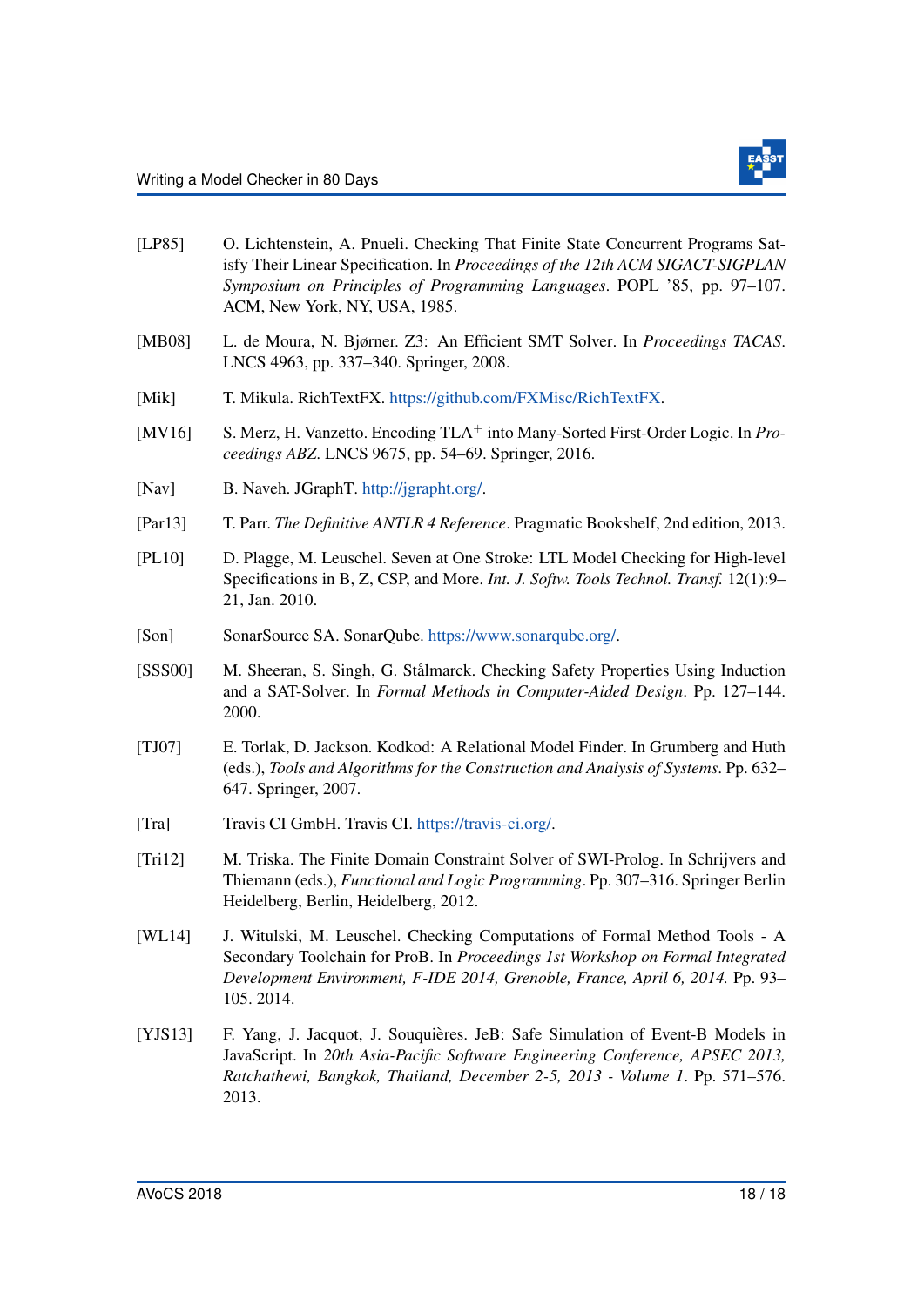[LP85] O. Lichtenstein, A. Pnueli. Checking That Finite State Concurrent Programs Satisfy Their Linear Specification. In *Proceedings of the 12th ACM SIGACT-SIGPLAN Symposium on Principles of Programming Languages*. POPL '85, pp. 97–107. ACM, New York, NY, USA, 1985.

[MB08] L. de Moura, N. Bjørner. Z3: An Efficient SMT Solver. In *Proceedings TACAS*. LNCS 4963, pp. 337–340. Springer, 2008.

[Mik] T. Mikula. RichTextFX. https://github.com/FXMisc/RichTextFX.

[MV16] S. Merz, H. Vanzetto. Encoding TLA$^+$ into Many-Sorted First-Order Logic. In *Proceedings ABZ*. LNCS 9675, pp. 54–69. Springer, 2016.

[Nav] B. Naveh. JGraphT. http://jgrapht.org/.

[Par13] T. Parr. *The Definitive ANTLR 4 Reference*. Pragmatic Bookshelf, 2nd edition, 2013.

[PL10] D. Plagge, M. Leuschel. Seven at One Stroke: LTL Model Checking for High-level Specifications in B, Z, CSP, and More. *Int. J. Softw. Tools Technol. Transf.* 12(1):9–21, Jan. 2010.

[Son] SonarSource SA. SonarQube. https://www.sonarqube.org/.

[SSS00] M. Sheeran, S. Singh, G. Stålmarck. Checking Safety Properties Using Induction and a SAT-Solver. In *Formal Methods in Computer-Aided Design*. Pp. 127–144. 2000.

[TJ07] E. Torlak, D. Jackson. Kodkod: A Relational Model Finder. In Grumberg and Huth (eds.), *Tools and Algorithms for the Construction and Analysis of Systems*. Pp. 632–647. Springer, 2007.

[Tra] Travis CI GmbH. Travis CI. https://travis-ci.org/.

[Tri12] M. Triska. The Finite Domain Constraint Solver of SWI-Prolog. In Schrijvers and Thiemann (eds.), *Functional and Logic Programming*. Pp. 307–316. Springer Berlin Heidelberg, Berlin, Heidelberg, 2012.

[WL14] J. Witulski, M. Leuschel. Checking Computations of Formal Method Tools - A Secondary Toolchain for ProB. In *Proceedings 1st Workshop on Formal Integrated Development Environment, F-IDE 2014, Grenoble, France, April 6, 2014*. Pp. 93–105. 2014.

[YJS13] F. Yang, J. Jacquot, J. Souquières. JeB: Safe Simulation of Event-B Models in JavaScript. In *20th Asia-Pacific Software Engineering Conference, APSEC 2013, Ratchathewi, Bangkok, Thailand, December 2-5, 2013 - Volume 1*. Pp. 571–576. 2013.